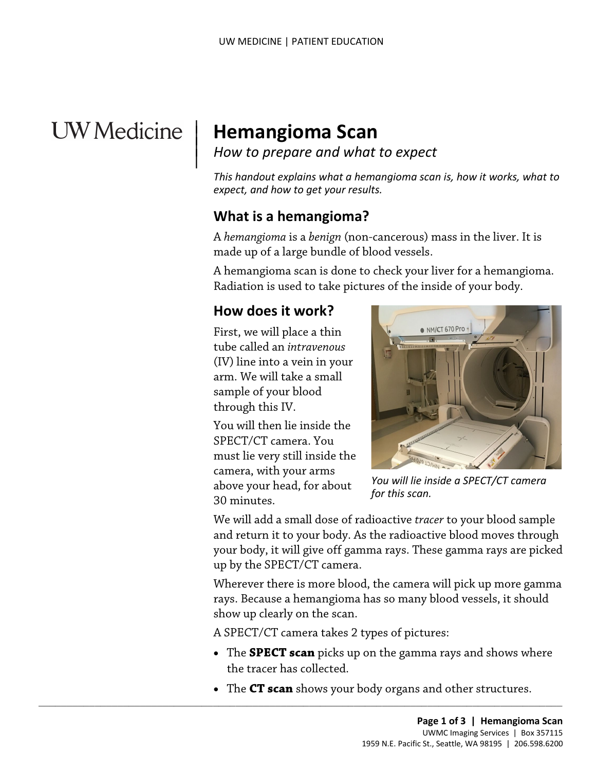# Hemangioma Scan

*How to prepare and what to expect*

*This handout explains what a hemangioma scan is, how it works, what to expect, and how to get your results.*

## What is a hemangioma?

A *hemangioma* is a *benign* (non-cancerous) mass in the liver. It is made up of a large bundle of blood vessels.

A hemangioma scan is done to check your liver for a hemangioma. Radiation is used to take pictures of the inside of your body.

## How does it work?

First, we will place a thin tube called an *intravenous* (IV) line into a vein in your arm. We will take a small sample of your blood through this IV.

You will then lie inside the SPECT/CT camera. You must lie very still inside the camera, with your arms above your head, for about 30 minutes.

*You will lie inside a SPECT/CT camera for this scan.*

We will add a small dose of radioactive *tracer* to your blood sample and return it to your body. As the radioactive blood moves through your body, it will give off gamma rays. These gamma rays are picked up by the SPECT/CT camera.

Wherever there is more blood, the camera will pick up more gamma rays. Because a hemangioma has so many blood vessels, it should show up clearly on the scan.

A SPECT/CT camera takes 2 types of pictures:

- The **SPECT scan** picks up on the gamma rays and shows where the tracer has collected.
- The **CT scan** shows your body organs and other structures.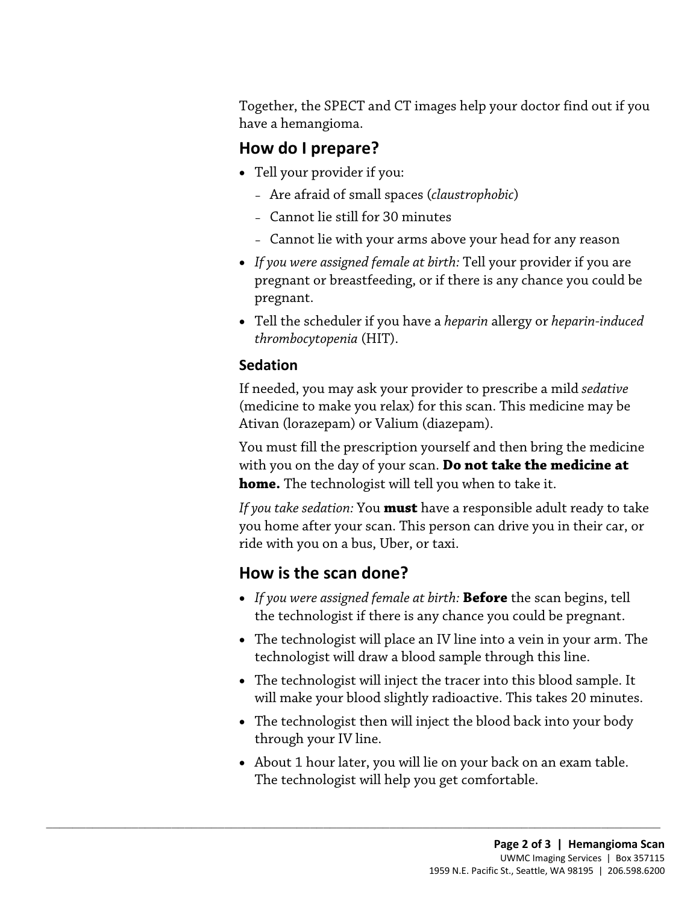Together, the SPECT and CT images help your doctor find out if you have a hemangioma.

## How do I prepare?

- Tell your provider if you:
  - Are afraid of small spaces (*claustrophobic*)
  - Cannot lie still for 30 minutes
  - Cannot lie with your arms above your head for any reason
- *If you were assigned female at birth:* Tell your provider if you are pregnant or breastfeeding, or if there is any chance you could be pregnant.
- Tell the scheduler if you have a *heparin* allergy or *heparin-induced thrombocytopenia* (HIT).

### Sedation

If needed, you may ask your provider to prescribe a mild *sedative* (medicine to make you relax) for this scan. This medicine may be Ativan (lorazepam) or Valium (diazepam).

You must fill the prescription yourself and then bring the medicine with you on the day of your scan. **Do not take the medicine at home.** The technologist will tell you when to take it.

*If you take sedation:* You **must** have a responsible adult ready to take you home after your scan. This person can drive you in their car, or ride with you on a bus, Uber, or taxi.

## How is the scan done?

- *If you were assigned female at birth:* **Before** the scan begins, tell the technologist if there is any chance you could be pregnant.
- The technologist will place an IV line into a vein in your arm. The technologist will draw a blood sample through this line.
- The technologist will inject the tracer into this blood sample. It will make your blood slightly radioactive. This takes 20 minutes.
- The technologist then will inject the blood back into your body through your IV line.
- About 1 hour later, you will lie on your back on an exam table. The technologist will help you get comfortable.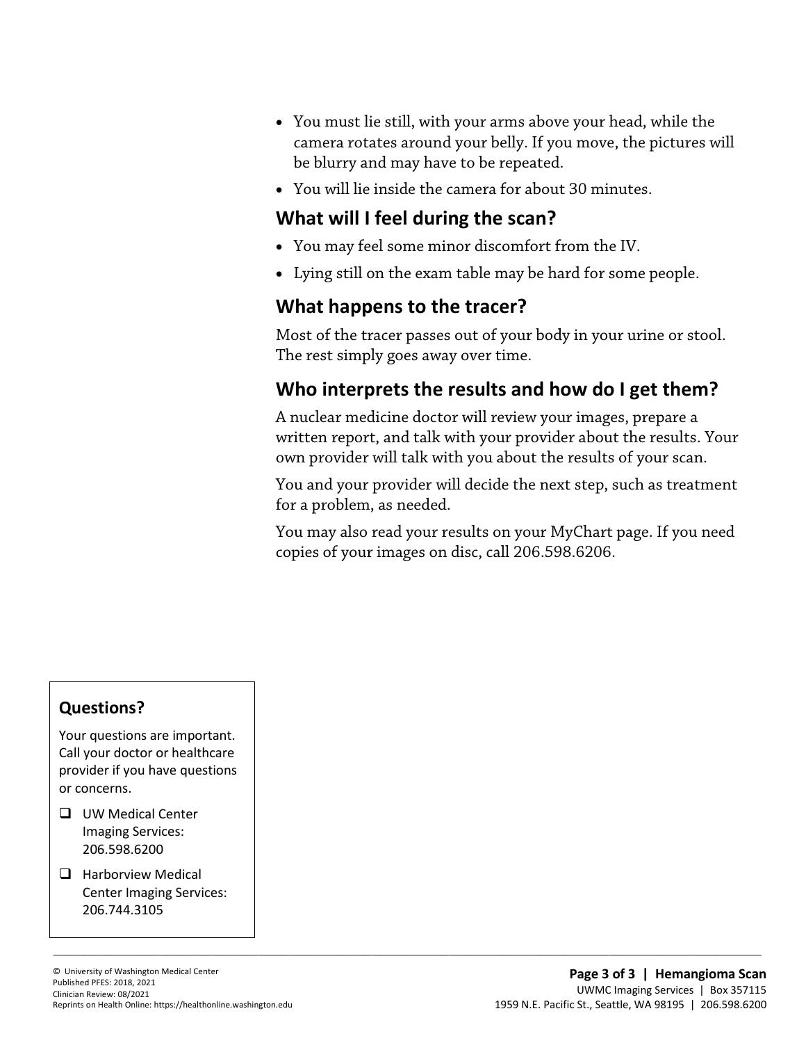- You must lie still, with your arms above your head, while the camera rotates around your belly. If you move, the pictures will be blurry and may have to be repeated.
- You will lie inside the camera for about 30 minutes.

## What will I feel during the scan?

- You may feel some minor discomfort from the IV.
- Lying still on the exam table may be hard for some people.

## What happens to the tracer?

Most of the tracer passes out of your body in your urine or stool. The rest simply goes away over time.

## Who interprets the results and how do I get them?

A nuclear medicine doctor will review your images, prepare a written report, and talk with your provider about the results. Your own provider will talk with you about the results of your scan.

You and your provider will decide the next step, such as treatment for a problem, as needed.

You may also read your results on your MyChart page. If you need copies of your images on disc, call 206.598.6206.

### Questions?

Your questions are important. Call your doctor or healthcare provider if you have questions or concerns.

- ❑ UW Medical Center Imaging Services: 206.598.6200
- ❑ Harborview Medical Center Imaging Services: 206.744.3105

© University of Washington Medical Center
Published PFES: 2018, 2021
Clinician Review: 08/2021
Reprints on Health Online: https://healthonline.washington.edu

UWMC Imaging Services | Box 357115
1959 N.E. Pacific St., Seattle, WA 98195 | 206.598.6200